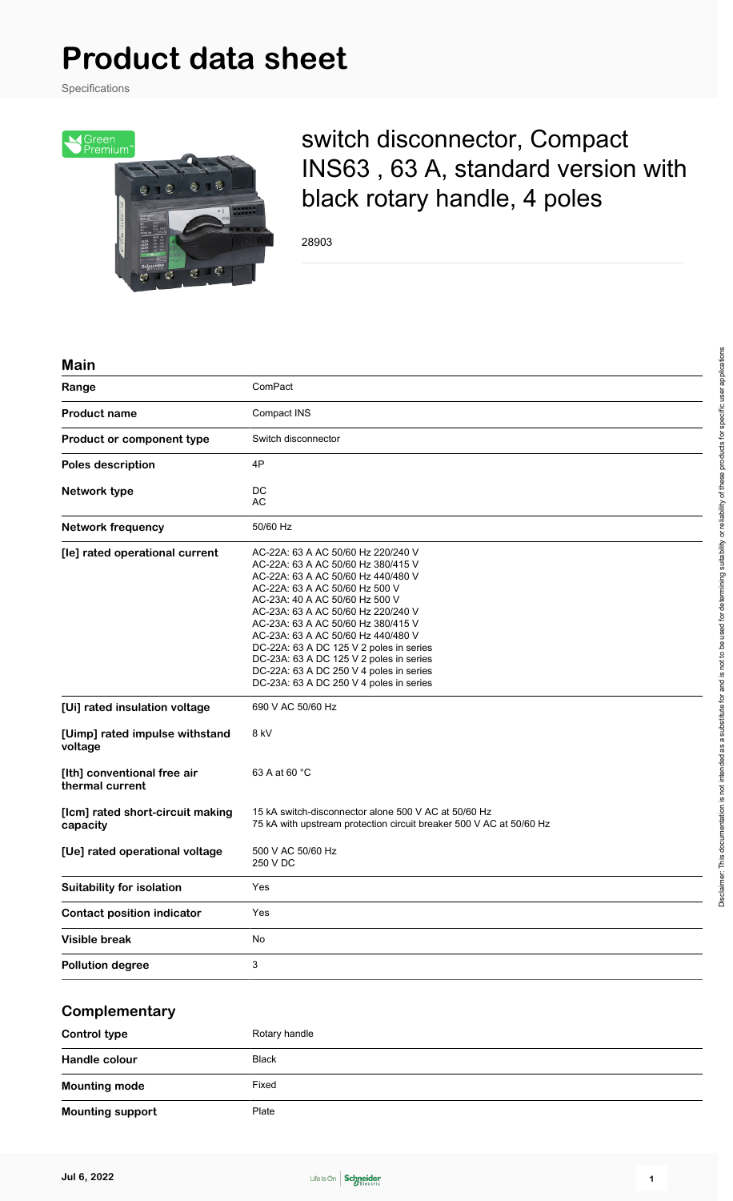# Product data sheet

Specifications

## switch disconnector, Compact INS63 , 63 A, standard version with black rotary handle, 4 poles

28903

### Main

| | |
|---|---|
| **Range** | ComPact |
| **Product name** | Compact INS |
| **Product or component type** | Switch disconnector |
| **Poles description** | 4P |
| **Network type** | DC<br>AC |
| **Network frequency** | 50/60 Hz |
| **[Ie] rated operational current** | AC-22A: 63 A AC 50/60 Hz 220/240 V<br>AC-22A: 63 A AC 50/60 Hz 380/415 V<br>AC-22A: 63 A AC 50/60 Hz 440/480 V<br>AC-22A: 63 A AC 50/60 Hz 500 V<br>AC-23A: 40 A AC 50/60 Hz 500 V<br>AC-23A: 63 A AC 50/60 Hz 220/240 V<br>AC-23A: 63 A AC 50/60 Hz 380/415 V<br>AC-23A: 63 A AC 50/60 Hz 440/480 V<br>DC-22A: 63 A DC 125 V 2 poles in series<br>DC-23A: 63 A DC 125 V 2 poles in series<br>DC-22A: 63 A DC 250 V 4 poles in series<br>DC-23A: 63 A DC 250 V 4 poles in series |
| **[Ui] rated insulation voltage** | 690 V AC 50/60 Hz |
| **[Uimp] rated impulse withstand voltage** | 8 kV |
| **[Ith] conventional free air thermal current** | 63 A at 60 °C |
| **[Icm] rated short-circuit making capacity** | 15 kA switch-disconnector alone 500 V AC at 50/60 Hz<br>75 kA with upstream protection circuit breaker 500 V AC at 50/60 Hz |
| **[Ue] rated operational voltage** | 500 V AC 50/60 Hz<br>250 V DC |
| **Suitability for isolation** | Yes |
| **Contact position indicator** | Yes |
| **Visible break** | No |
| **Pollution degree** | 3 |

### Complementary

| | |
|---|---|
| **Control type** | Rotary handle |
| **Handle colour** | Black |
| **Mounting mode** | Fixed |
| **Mounting support** | Plate |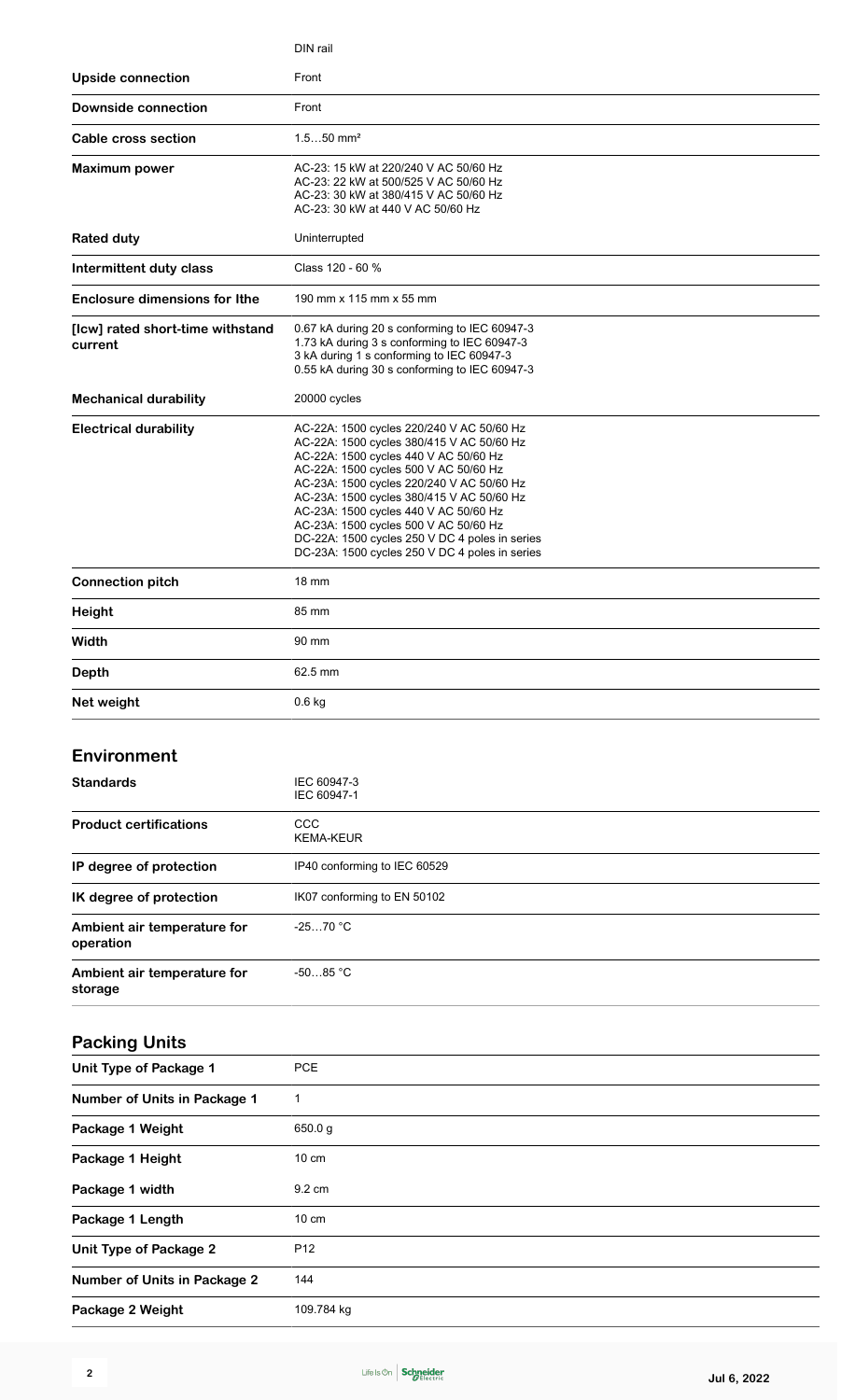| | |
|---|---|
| | DIN rail |
| **Upside connection** | Front |
| **Downside connection** | Front |
| **Cable cross section** | 1.5…50 mm² |
| **Maximum power** | AC-23: 15 kW at 220/240 V AC 50/60 Hz<br>AC-23: 22 kW at 500/525 V AC 50/60 Hz<br>AC-23: 30 kW at 380/415 V AC 50/60 Hz<br>AC-23: 30 kW at 440 V AC 50/60 Hz |
| **Rated duty** | Uninterrupted |
| **Intermittent duty class** | Class 120 - 60 % |
| **Enclosure dimensions for Ithe** | 190 mm x 115 mm x 55 mm |
| **[Icw] rated short-time withstand current** | 0.67 kA during 20 s conforming to IEC 60947-3<br>1.73 kA during 3 s conforming to IEC 60947-3<br>3 kA during 1 s conforming to IEC 60947-3<br>0.55 kA during 30 s conforming to IEC 60947-3 |
| **Mechanical durability** | 20000 cycles |
| **Electrical durability** | AC-22A: 1500 cycles 220/240 V AC 50/60 Hz<br>AC-22A: 1500 cycles 380/415 V AC 50/60 Hz<br>AC-22A: 1500 cycles 440 V AC 50/60 Hz<br>AC-22A: 1500 cycles 500 V AC 50/60 Hz<br>AC-23A: 1500 cycles 220/240 V AC 50/60 Hz<br>AC-23A: 1500 cycles 380/415 V AC 50/60 Hz<br>AC-23A: 1500 cycles 440 V AC 50/60 Hz<br>AC-23A: 1500 cycles 500 V AC 50/60 Hz<br>DC-22A: 1500 cycles 250 V DC 4 poles in series<br>DC-23A: 1500 cycles 250 V DC 4 poles in series |
| **Connection pitch** | 18 mm |
| **Height** | 85 mm |
| **Width** | 90 mm |
| **Depth** | 62.5 mm |
| **Net weight** | 0.6 kg |

## Environment

| | |
|---|---|
| **Standards** | IEC 60947-3<br>IEC 60947-1 |
| **Product certifications** | CCC<br>KEMA-KEUR |
| **IP degree of protection** | IP40 conforming to IEC 60529 |
| **IK degree of protection** | IK07 conforming to EN 50102 |
| **Ambient air temperature for operation** | -25…70 °C |
| **Ambient air temperature for storage** | -50…85 °C |

## Packing Units

| | |
|---|---|
| **Unit Type of Package 1** | PCE |
| **Number of Units in Package 1** | 1 |
| **Package 1 Weight** | 650.0 g |
| **Package 1 Height** | 10 cm |
| **Package 1 width** | 9.2 cm |
| **Package 1 Length** | 10 cm |
| **Unit Type of Package 2** | P12 |
| **Number of Units in Package 2** | 144 |
| **Package 2 Weight** | 109.784 kg |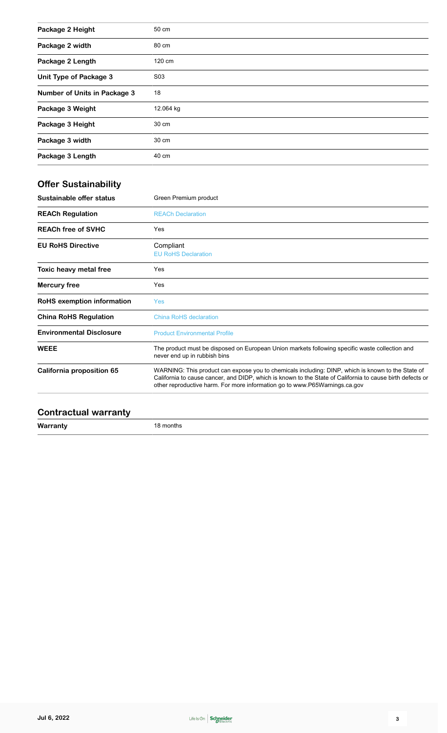| | |
|---|---|
| **Package 2 Height** | 50 cm |
| **Package 2 width** | 80 cm |
| **Package 2 Length** | 120 cm |
| **Unit Type of Package 3** | S03 |
| **Number of Units in Package 3** | 18 |
| **Package 3 Weight** | 12.064 kg |
| **Package 3 Height** | 30 cm |
| **Package 3 width** | 30 cm |
| **Package 3 Length** | 40 cm |

## Offer Sustainability

| | |
|---|---|
| **Sustainable offer status** | Green Premium product |
| **REACh Regulation** | REACh Declaration |
| **REACh free of SVHC** | Yes |
| **EU RoHS Directive** | Compliant<br>EU RoHS Declaration |
| **Toxic heavy metal free** | Yes |
| **Mercury free** | Yes |
| **RoHS exemption information** | Yes |
| **China RoHS Regulation** | China RoHS declaration |
| **Environmental Disclosure** | Product Environmental Profile |
| **WEEE** | The product must be disposed on European Union markets following specific waste collection and never end up in rubbish bins |
| **California proposition 65** | WARNING: This product can expose you to chemicals including: DINP, which is known to the State of California to cause cancer, and DIDP, which is known to the State of California to cause birth defects or other reproductive harm. For more information go to www.P65Warnings.ca.gov |

## Contractual warranty

| | |
|---|---|
| **Warranty** | 18 months |